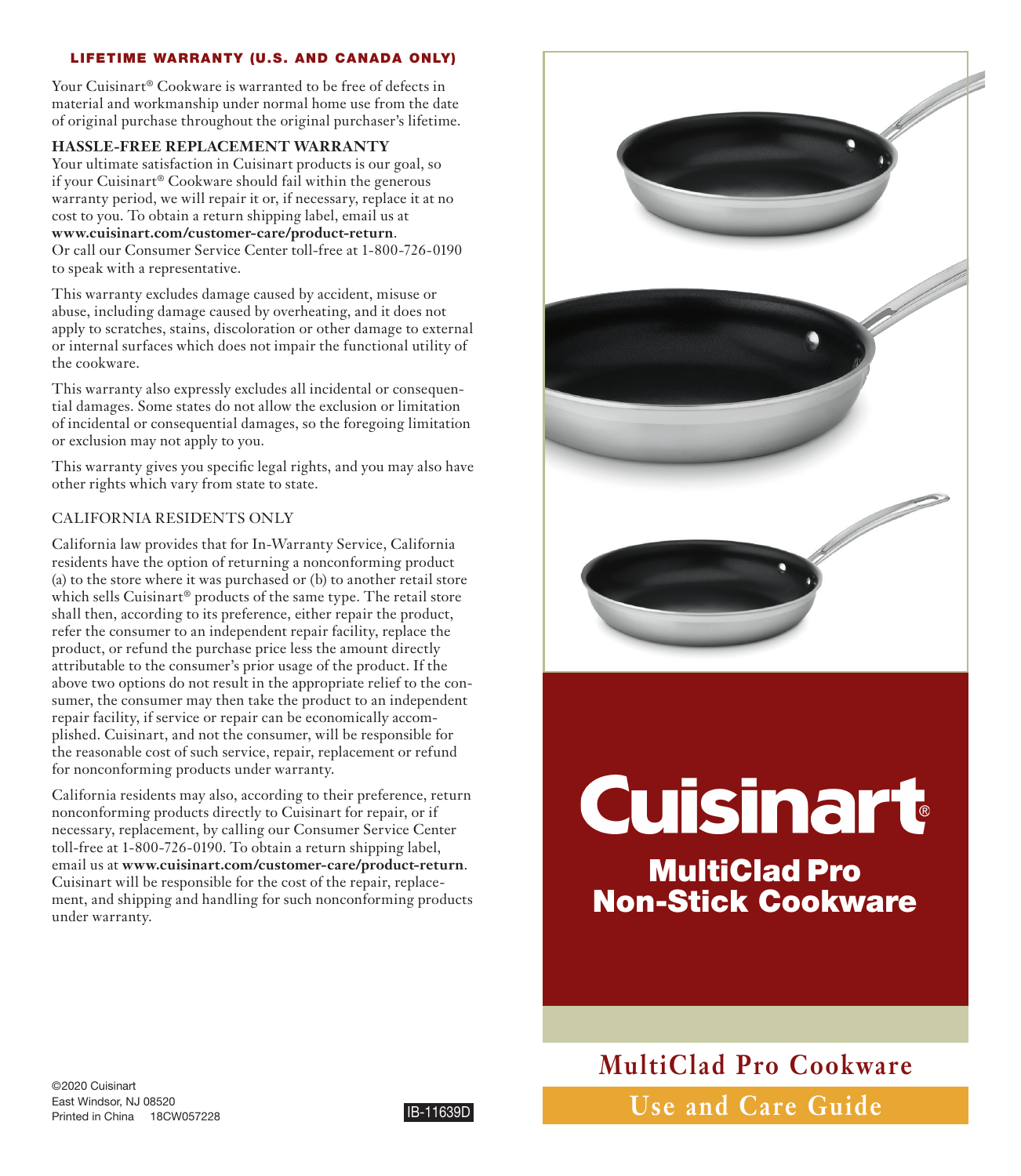## LIFETIME WARRANTY (U.S. AND CANADA ONLY)

Your Cuisinart® Cookware is warranted to be free of defects in material and workmanship under normal home use from the date of original purchase throughout the original purchaser's lifetime.

**HASSLE-FREE REPLACEMENT WARRANTY**

Your ultimate satisfaction in Cuisinart products is our goal, so if your Cuisinart® Cookware should fail within the generous warranty period, we will repair it or, if necessary, replace it at no cost to you. To obtain a return shipping label, email us at **www.cuisinart.com/customer-care/product-return**. Or call our Consumer Service Center toll-free at 1-800-726-0190 to speak with a representative.

This warranty excludes damage caused by accident, misuse or abuse, including damage caused by overheating, and it does not apply to scratches, stains, discoloration or other damage to external or internal surfaces which does not impair the functional utility of the cookware.

This warranty also expressly excludes all incidental or consequential damages. Some states do not allow the exclusion or limitation of incidental or consequential damages, so the foregoing limitation or exclusion may not apply to you.

This warranty gives you specific legal rights, and you may also have other rights which vary from state to state.

CALIFORNIA RESIDENTS ONLY

California law provides that for In-Warranty Service, California residents have the option of returning a nonconforming product (a) to the store where it was purchased or (b) to another retail store which sells Cuisinart® products of the same type. The retail store shall then, according to its preference, either repair the product, refer the consumer to an independent repair facility, replace the product, or refund the purchase price less the amount directly attributable to the consumer's prior usage of the product. If the above two options do not result in the appropriate relief to the consumer, the consumer may then take the product to an independent repair facility, if service or repair can be economically accomplished. Cuisinart, and not the consumer, will be responsible for the reasonable cost of such service, repair, replacement or refund for nonconforming products under warranty.

California residents may also, according to their preference, return nonconforming products directly to Cuisinart for repair, or if necessary, replacement, by calling our Consumer Service Center toll-free at 1-800-726-0190. To obtain a return shipping label, email us at **www.cuisinart.com/customer-care/product-return**. Cuisinart will be responsible for the cost of the repair, replacement, and shipping and handling for such nonconforming products under warranty.

©2020 Cuisinart
East Windsor, NJ 08520
Printed in China 18CW057228

IB-11639D

# Cuisinart®

## MultiClad Pro Non-Stick Cookware

## MultiClad Pro Cookware

## Use and Care Guide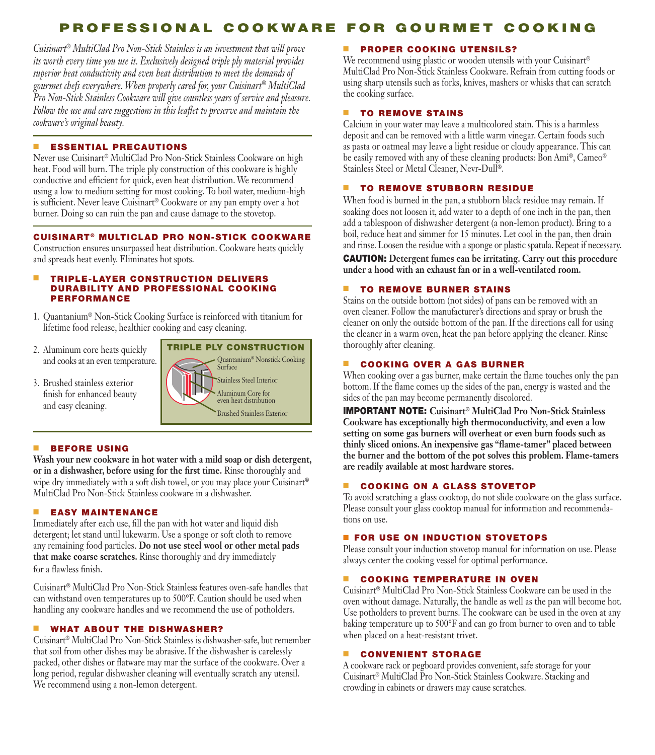# PROFESSIONAL COOKWARE FOR GOURMET COOKING

*Cuisinart® MultiClad Pro Non-Stick Stainless is an investment that will prove its worth every time you use it. Exclusively designed triple ply material provides superior heat conductivity and even heat distribution to meet the demands of gourmet chefs everywhere. When properly cared for, your Cuisinart® MultiClad Pro Non-Stick Stainless Cookware will give countless years of service and pleasure. Follow the use and care suggestions in this leaflet to preserve and maintain the cookware's original beauty.*

## ESSENTIAL PRECAUTIONS

Never use Cuisinart® MultiClad Pro Non-Stick Stainless Cookware on high heat. Food will burn. The triple ply construction of this cookware is highly conductive and efficient for quick, even heat distribution. We recommend using a low to medium setting for most cooking. To boil water, medium-high is sufficient. Never leave Cuisinart® Cookware or any pan empty over a hot burner. Doing so can ruin the pan and cause damage to the stovetop.

## CUISINART® MULTICLAD PRO NON-STICK COOKWARE

Construction ensures unsurpassed heat distribution. Cookware heats quickly and spreads heat evenly. Eliminates hot spots.

### TRIPLE-LAYER CONSTRUCTION DELIVERS DURABILITY AND PROFESSIONAL COOKING PERFORMANCE

1. Quantanium® Non-Stick Cooking Surface is reinforced with titanium for lifetime food release, healthier cooking and easy cleaning.
2. Aluminum core heats quickly and cooks at an even temperature.
3. Brushed stainless exterior finish for enhanced beauty and easy cleaning.

**TRIPLE PLY CONSTRUCTION**

Quantanium® Nonstick Cooking Surface
Stainless Steel Interior
Aluminum Core for even heat distribution
Brushed Stainless Exterior

## BEFORE USING

**Wash your new cookware in hot water with a mild soap or dish detergent, or in a dishwasher, before using for the first time.** Rinse thoroughly and wipe dry immediately with a soft dish towel, or you may place your Cuisinart® MultiClad Pro Non-Stick Stainless cookware in a dishwasher.

## EASY MAINTENANCE

Immediately after each use, fill the pan with hot water and liquid dish detergent; let stand until lukewarm. Use a sponge or soft cloth to remove any remaining food particles. **Do not use steel wool or other metal pads that make coarse scratches.** Rinse thoroughly and dry immediately for a flawless finish.

Cuisinart® MultiClad Pro Non-Stick Stainless features oven-safe handles that can withstand oven temperatures up to 500°F. Caution should be used when handling any cookware handles and we recommend the use of potholders.

## WHAT ABOUT THE DISHWASHER?

Cuisinart® MultiClad Pro Non-Stick Stainless is dishwasher-safe, but remember that soil from other dishes may be abrasive. If the dishwasher is carelessly packed, other dishes or flatware may mar the surface of the cookware. Over a long period, regular dishwasher cleaning will eventually scratch any utensil. We recommend using a non-lemon detergent.

## PROPER COOKING UTENSILS?

We recommend using plastic or wooden utensils with your Cuisinart® MultiClad Pro Non-Stick Stainless Cookware. Refrain from cutting foods or using sharp utensils such as forks, knives, mashers or whisks that can scratch the cooking surface.

## TO REMOVE STAINS

Calcium in your water may leave a multicolored stain. This is a harmless deposit and can be removed with a little warm vinegar. Certain foods such as pasta or oatmeal may leave a light residue or cloudy appearance. This can be easily removed with any of these cleaning products: Bon Ami®, Cameo® Stainless Steel or Metal Cleaner, Nevr-Dull®.

## TO REMOVE STUBBORN RESIDUE

When food is burned in the pan, a stubborn black residue may remain. If soaking does not loosen it, add water to a depth of one inch in the pan, then add a tablespoon of dishwasher detergent (a non-lemon product). Bring to a boil, reduce heat and simmer for 15 minutes. Let cool in the pan, then drain and rinse. Loosen the residue with a sponge or plastic spatula. Repeat if necessary.

**CAUTION: Detergent fumes can be irritating. Carry out this procedure under a hood with an exhaust fan or in a well-ventilated room.**

## TO REMOVE BURNER STAINS

Stains on the outside bottom (not sides) of pans can be removed with an oven cleaner. Follow the manufacturer's directions and spray or brush the cleaner on only the outside bottom of the pan. If the directions call for using the cleaner in a warm oven, heat the pan before applying the cleaner. Rinse thoroughly after cleaning.

## COOKING OVER A GAS BURNER

When cooking over a gas burner, make certain the flame touches only the pan bottom. If the flame comes up the sides of the pan, energy is wasted and the sides of the pan may become permanently discolored.

**IMPORTANT NOTE: Cuisinart® MultiClad Pro Non-Stick Stainless Cookware has exceptionally high thermoconductivity, and even a low setting on some gas burners will overheat or even burn foods such as thinly sliced onions. An inexpensive gas "flame-tamer" placed between the burner and the bottom of the pot solves this problem. Flame-tamers are readily available at most hardware stores.**

## COOKING ON A GLASS STOVETOP

To avoid scratching a glass cooktop, do not slide cookware on the glass surface. Please consult your glass cooktop manual for information and recommendations on use.

## FOR USE ON INDUCTION STOVETOPS

Please consult your induction stovetop manual for information on use. Please always center the cooking vessel for optimal performance.

## COOKING TEMPERATURE IN OVEN

Cuisinart® MultiClad Pro Non-Stick Stainless Cookware can be used in the oven without damage. Naturally, the handle as well as the pan will become hot. Use potholders to prevent burns. The cookware can be used in the oven at any baking temperature up to 500°F and can go from burner to oven and to table when placed on a heat-resistant trivet.

## CONVENIENT STORAGE

A cookware rack or pegboard provides convenient, safe storage for your Cuisinart® MultiClad Pro Non-Stick Stainless Cookware. Stacking and crowding in cabinets or drawers may cause scratches.